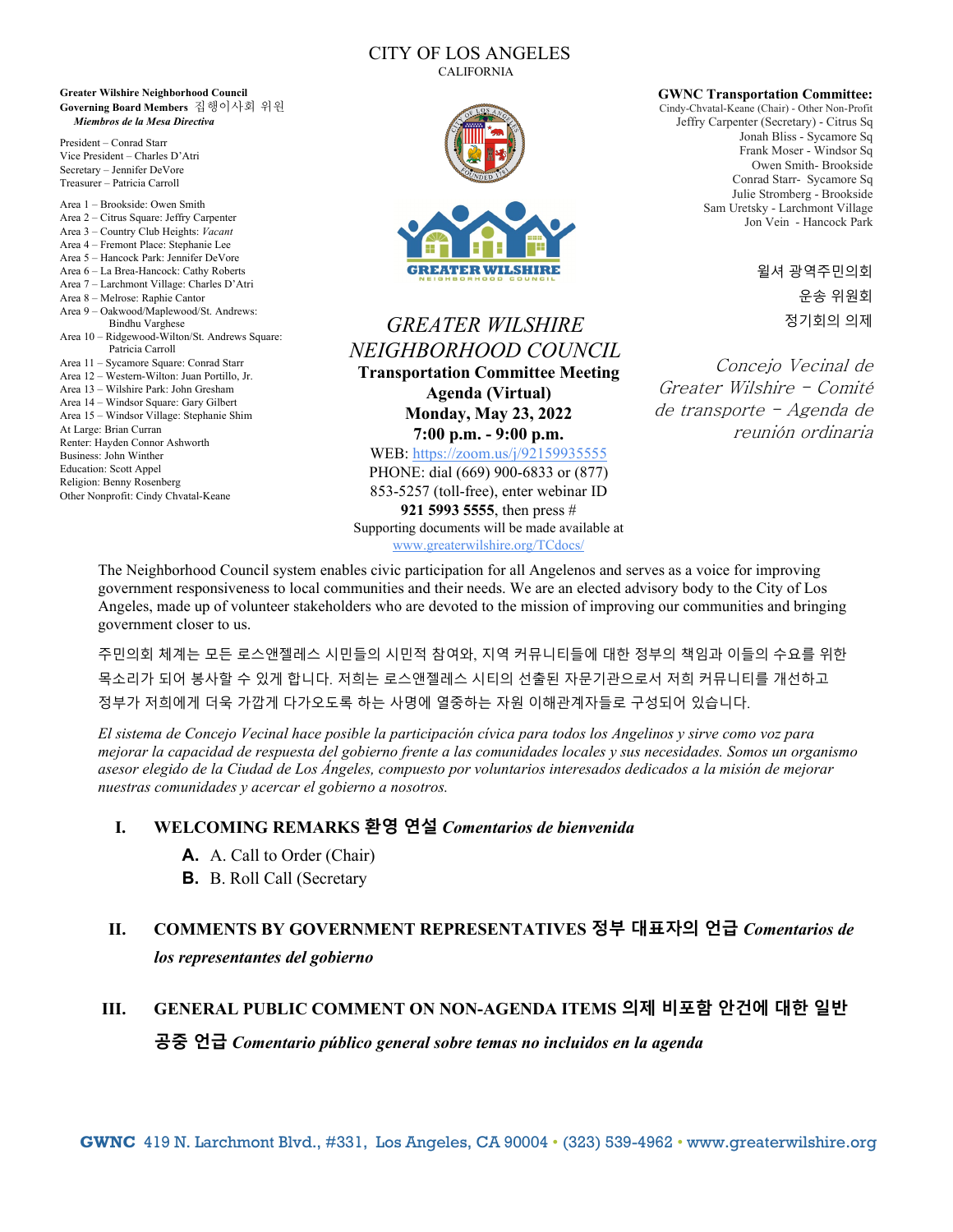CITY OF LOS ANGELES
CALIFORNIA

**Greater Wilshire Neighborhood Council**
**Governing Board Members** 집행이사회 위원
***Miembros de la Mesa Directiva***

President – Conrad Starr
Vice President – Charles D'Atri
Secretary – Jennifer DeVore
Treasurer – Patricia Carroll

Area 1 – Brookside: Owen Smith
Area 2 – Citrus Square: Jeffry Carpenter
Area 3 – Country Club Heights: *Vacant*
Area 4 – Fremont Place: Stephanie Lee
Area 5 – Hancock Park: Jennifer DeVore
Area 6 – La Brea-Hancock: Cathy Roberts
Area 7 – Larchmont Village: Charles D'Atri
Area 8 – Melrose: Raphie Cantor
Area 9 – Oakwood/Maplewood/St. Andrews: Bindhu Varghese
Area 10 – Ridgewood-Wilton/St. Andrews Square: Patricia Carroll
Area 11 – Sycamore Square: Conrad Starr
Area 12 – Western-Wilton: Juan Portillo, Jr.
Area 13 – Wilshire Park: John Gresham
Area 14 – Windsor Square: Gary Gilbert
Area 15 – Windsor Village: Stephanie Shim
At Large: Brian Curran
Renter: Hayden Connor Ashworth
Business: John Winther
Education: Scott Appel
Religion: Benny Rosenberg
Other Nonprofit: Cindy Chvatal-Keane

*GREATER WILSHIRE NEIGHBORHOOD COUNCIL*
**Transportation Committee Meeting**
**Agenda (Virtual)**
**Monday, May 23, 2022**
**7:00 p.m. - 9:00 p.m.**
WEB: https://zoom.us/j/92159935555
PHONE: dial (669) 900-6833 or (877) 853-5257 (toll-free), enter webinar ID **921 5993 5555**, then press #
Supporting documents will be made available at www.greaterwilshire.org/TCdocs/

**GWNC Transportation Committee:**
Cindy-Chvatal-Keane (Chair) - Other Non-Profit
Jeffry Carpenter (Secretary) - Citrus Sq
Jonah Bliss - Sycamore Sq
Frank Moser - Windsor Sq
Owen Smith- Brookside
Conrad Starr- Sycamore Sq
Julie Stromberg - Brookside
Sam Uretsky - Larchmont Village
Jon Vein - Hancock Park

윌셔 광역주민의회
운송 위원회
정기회의 의제

*Concejo Vecinal de Greater Wilshire - Comité de transporte - Agenda de reunión ordinaria*

The Neighborhood Council system enables civic participation for all Angelenos and serves as a voice for improving government responsiveness to local communities and their needs. We are an elected advisory body to the City of Los Angeles, made up of volunteer stakeholders who are devoted to the mission of improving our communities and bringing government closer to us.

주민의회 체계는 모든 로스앤젤레스 시민들의 시민적 참여와, 지역 커뮤니티들에 대한 정부의 책임과 이들의 수요를 위한 목소리가 되어 봉사할 수 있게 합니다. 저희는 로스앤젤레스 시티의 선출된 자문기관으로서 저희 커뮤니티를 개선하고 정부가 저희에게 더욱 가깝게 다가오도록 하는 사명에 열중하는 자원 이해관계자들로 구성되어 있습니다.

*El sistema de Concejo Vecinal hace posible la participación cívica para todos los Angelinos y sirve como voz para mejorar la capacidad de respuesta del gobierno frente a las comunidades locales y sus necesidades. Somos un organismo asesor elegido de la Ciudad de Los Ángeles, compuesto por voluntarios interesados dedicados a la misión de mejorar nuestras comunidades y acercar el gobierno a nosotros.*

## I. WELCOMING REMARKS 환영 연설 *Comentarios de bienvenida*

- **A.** A. Call to Order (Chair)
- **B.** B. Roll Call (Secretary

## II. COMMENTS BY GOVERNMENT REPRESENTATIVES 정부 대표자의 언급 *Comentarios de los representantes del gobierno*

## III. GENERAL PUBLIC COMMENT ON NON-AGENDA ITEMS 의제 비포함 안건에 대한 일반 공중 언급 *Comentario público general sobre temas no incluidos en la agenda*

**GWNC** 419 N. Larchmont Blvd., #331, Los Angeles, CA 90004 • (323) 539-4962 • www.greaterwilshire.org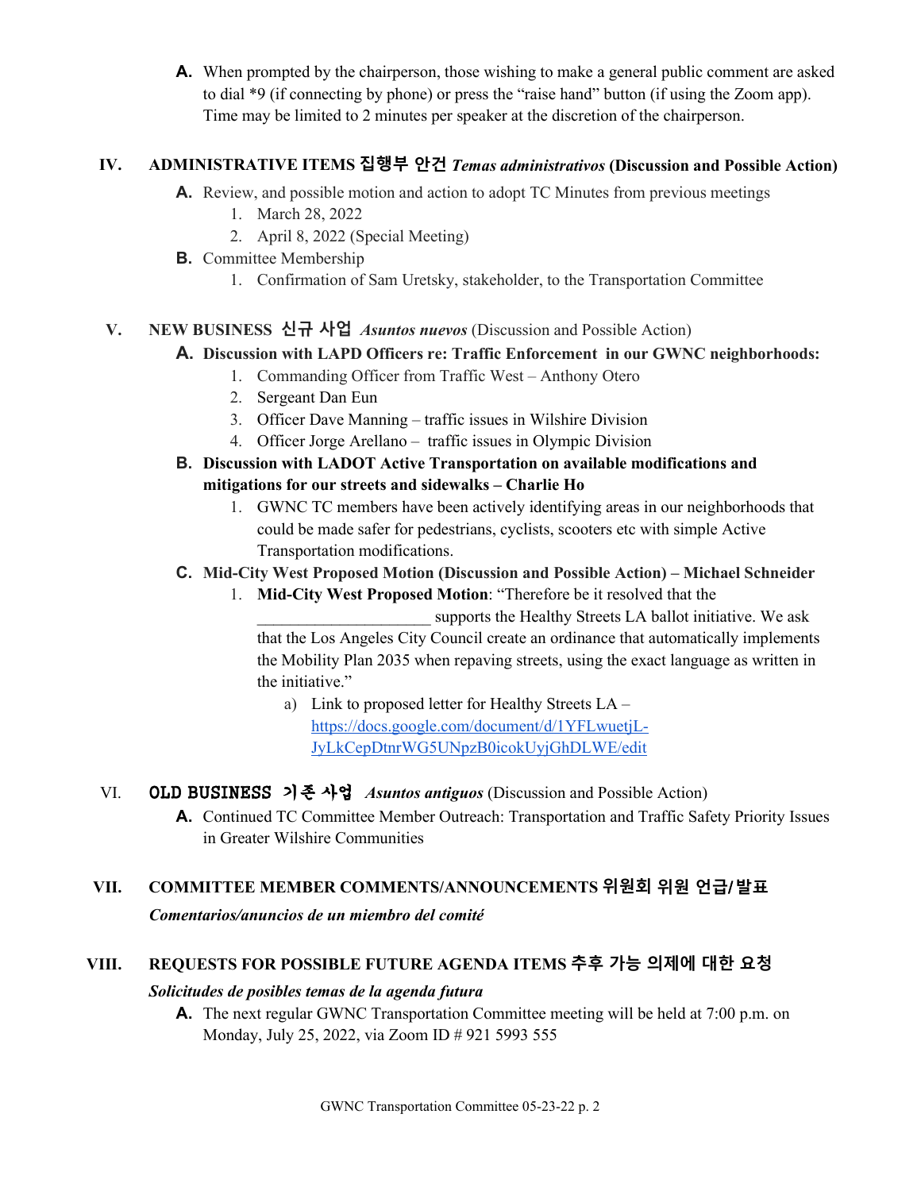A. When prompted by the chairperson, those wishing to make a general public comment are asked to dial *9 (if connecting by phone) or press the "raise hand" button (if using the Zoom app). Time may be limited to 2 minutes per speaker at the discretion of the chairperson.

## IV. ADMINISTRATIVE ITEMS 집행부 안건 *Temas administrativos* (Discussion and Possible Action)

A. Review, and possible motion and action to adopt TC Minutes from previous meetings
   1. March 28, 2022
   2. April 8, 2022 (Special Meeting)

B. Committee Membership
   1. Confirmation of Sam Uretsky, stakeholder, to the Transportation Committee

## V. NEW BUSINESS 신규 사업 *Asuntos nuevos* (Discussion and Possible Action)

**A. Discussion with LAPD Officers re: Traffic Enforcement in our GWNC neighborhoods:**
   1. Commanding Officer from Traffic West – Anthony Otero
   2. Sergeant Dan Eun
   3. Officer Dave Manning – traffic issues in Wilshire Division
   4. Officer Jorge Arellano – traffic issues in Olympic Division

**B. Discussion with LADOT Active Transportation on available modifications and mitigations for our streets and sidewalks – Charlie Ho**
   1. GWNC TC members have been actively identifying areas in our neighborhoods that could be made safer for pedestrians, cyclists, scooters etc with simple Active Transportation modifications.

**C. Mid-City West Proposed Motion (Discussion and Possible Action) – Michael Schneider**
   1. **Mid-City West Proposed Motion**: "Therefore be it resolved that the _____________________ supports the Healthy Streets LA ballot initiative. We ask that the Los Angeles City Council create an ordinance that automatically implements the Mobility Plan 2035 when repaving streets, using the exact language as written in the initiative."
      a) Link to proposed letter for Healthy Streets LA – https://docs.google.com/document/d/1YFLwuetjL-JyLkCepDtnrWG5UNpzB0icokUyjGhDLWE/edit

## VI. OLD BUSINESS 기존 사업 *Asuntos antiguos* (Discussion and Possible Action)

A. Continued TC Committee Member Outreach: Transportation and Traffic Safety Priority Issues in Greater Wilshire Communities

## VII. COMMITTEE MEMBER COMMENTS/ANNOUNCEMENTS 위원회 위원 언급/발표

***Comentarios/anuncios de un miembro del comité***

## VIII. REQUESTS FOR POSSIBLE FUTURE AGENDA ITEMS 추후 가능 의제에 대한 요청

***Solicitudes de posibles temas de la agenda futura***

A. The next regular GWNC Transportation Committee meeting will be held at 7:00 p.m. on Monday, July 25, 2022, via Zoom ID # 921 5993 555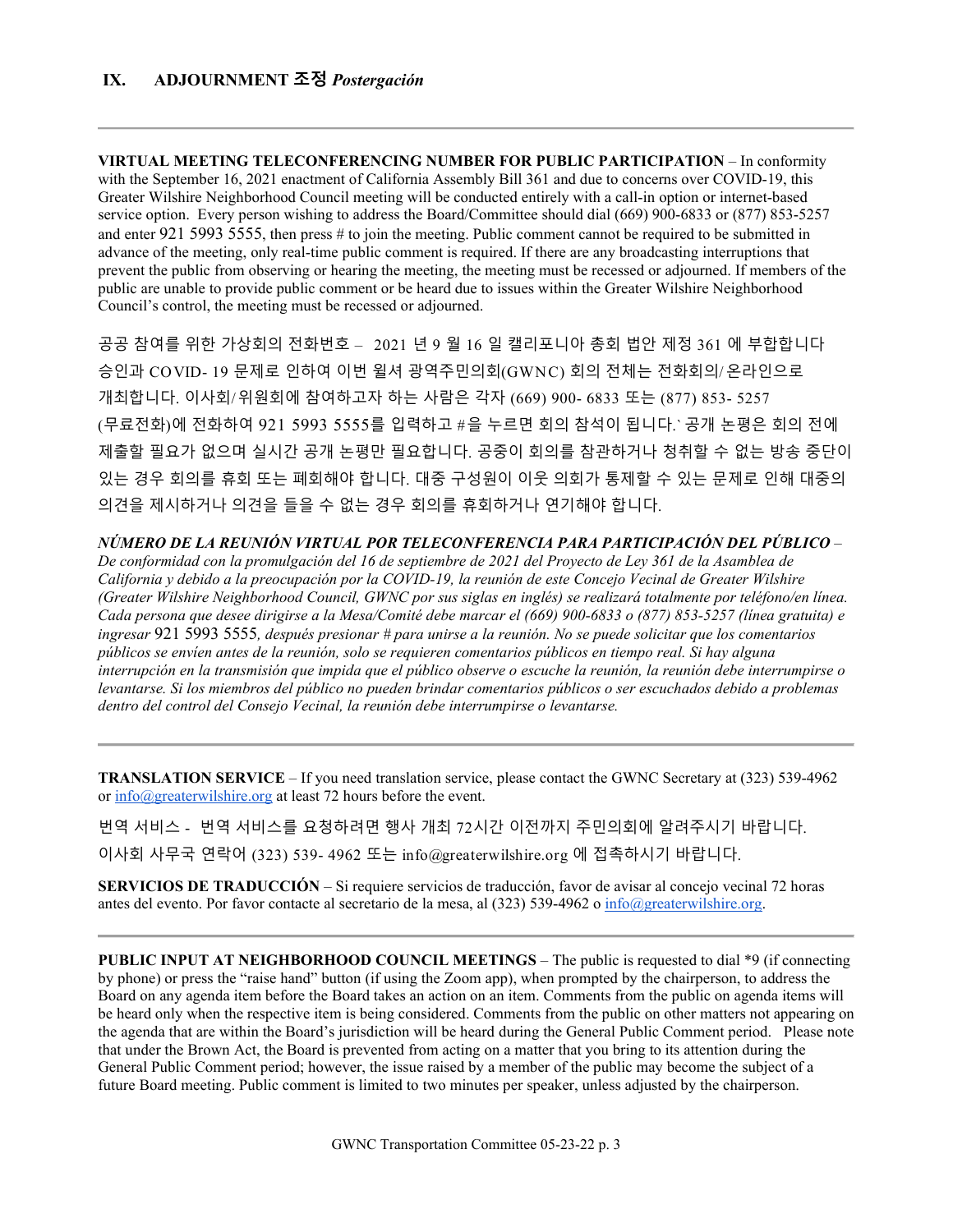## IX. ADJOURNMENT 조정 *Postergación*

---

**VIRTUAL MEETING TELECONFERENCING NUMBER FOR PUBLIC PARTICIPATION** – In conformity with the September 16, 2021 enactment of California Assembly Bill 361 and due to concerns over COVID-19, this Greater Wilshire Neighborhood Council meeting will be conducted entirely with a call-in option or internet-based service option. Every person wishing to address the Board/Committee should dial (669) 900-6833 or (877) 853-5257 and enter 921 5993 5555, then press # to join the meeting. Public comment cannot be required to be submitted in advance of the meeting, only real-time public comment is required. If there are any broadcasting interruptions that prevent the public from observing or hearing the meeting, the meeting must be recessed or adjourned. If members of the public are unable to provide public comment or be heard due to issues within the Greater Wilshire Neighborhood Council's control, the meeting must be recessed or adjourned.

공공 참여를 위한 가상회의 전화번호 – 2021 년 9 월 16 일 캘리포니아 총회 법안 제정 361 에 부합합니다 승인과 COVID- 19 문제로 인하여 이번 윌셔 광역주민의회(GWNC) 회의 전체는 전화회의/온라인으로 개최합니다. 이사회/위원회에 참여하고자 하는 사람은 각자 (669) 900- 6833 또는 (877) 853- 5257 (무료전화)에 전화하여 921 5993 5555를 입력하고 #을 누르면 회의 참석이 됩니다.` 공개 논평은 회의 전에 제출할 필요가 없으며 실시간 공개 논평만 필요합니다. 공중이 회의를 참관하거나 청취할 수 없는 방송 중단이 있는 경우 회의를 휴회 또는 폐회해야 합니다. 대중 구성원이 이웃 의회가 통제할 수 있는 문제로 인해 대중의 의견을 제시하거나 의견을 들을 수 없는 경우 회의를 휴회하거나 연기해야 합니다.

***NÚMERO DE LA REUNIÓN VIRTUAL POR TELECONFERENCIA PARA PARTICIPACIÓN DEL PÚBLICO*** – *De conformidad con la promulgación del 16 de septiembre de 2021 del Proyecto de Ley 361 de la Asamblea de California y debido a la preocupación por la COVID-19, la reunión de este Concejo Vecinal de Greater Wilshire (Greater Wilshire Neighborhood Council, GWNC por sus siglas en inglés) se realizará totalmente por teléfono/en línea. Cada persona que desee dirigirse a la Mesa/Comité debe marcar el (669) 900-6833 o (877) 853-5257 (línea gratuita) e ingresar* 921 5993 5555*, después presionar # para unirse a la reunión. No se puede solicitar que los comentarios públicos se envíen antes de la reunión, solo se requieren comentarios públicos en tiempo real. Si hay alguna interrupción en la transmisión que impida que el público observe o escuche la reunión, la reunión debe interrumpirse o levantarse. Si los miembros del público no pueden brindar comentarios públicos o ser escuchados debido a problemas dentro del control del Consejo Vecinal, la reunión debe interrumpirse o levantarse.*

---

**TRANSLATION SERVICE** – If you need translation service, please contact the GWNC Secretary at (323) 539-4962 or info@greaterwilshire.org at least 72 hours before the event.

번역 서비스 - 번역 서비스를 요청하려면 행사 개최 72시간 이전까지 주민의회에 알려주시기 바랍니다. 이사회 사무국 연락어 (323) 539- 4962 또는 info@greaterwilshire.org 에 접촉하시기 바랍니다.

**SERVICIOS DE TRADUCCIÓN** – Si requiere servicios de traducción, favor de avisar al concejo vecinal 72 horas antes del evento. Por favor contacte al secretario de la mesa, al (323) 539-4962 o info@greaterwilshire.org.

---

**PUBLIC INPUT AT NEIGHBORHOOD COUNCIL MEETINGS** – The public is requested to dial *9 (if connecting by phone) or press the "raise hand" button (if using the Zoom app), when prompted by the chairperson, to address the Board on any agenda item before the Board takes an action on an item. Comments from the public on agenda items will be heard only when the respective item is being considered. Comments from the public on other matters not appearing on the agenda that are within the Board's jurisdiction will be heard during the General Public Comment period. Please note that under the Brown Act, the Board is prevented from acting on a matter that you bring to its attention during the General Public Comment period; however, the issue raised by a member of the public may become the subject of a future Board meeting. Public comment is limited to two minutes per speaker, unless adjusted by the chairperson.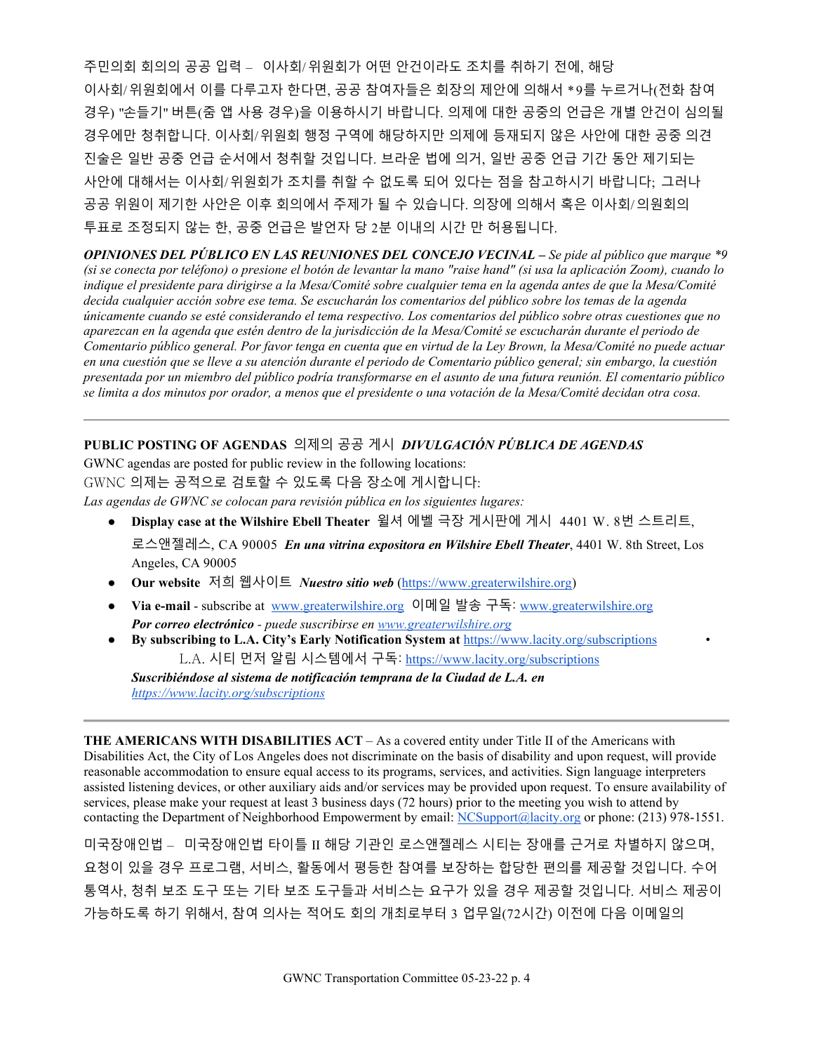주민의회 회의의 공공 입력 – 이사회/위원회가 어떤 안건이라도 조치를 취하기 전에, 해당 이사회/위원회에서 이를 다루고자 한다면, 공공 참여자들은 회장의 제안에 의해서 *9를 누르거나(전화 참여 경우) "손들기" 버튼(줌 앱 사용 경우)을 이용하시기 바랍니다. 의제에 대한 공중의 언급은 개별 안건이 심의될 경우에만 청취합니다. 이사회/위원회 행정 구역에 해당하지만 의제에 등재되지 않은 사안에 대한 공중 의견 진술은 일반 공중 언급 순서에서 청취할 것입니다. 브라운 법에 의거, 일반 공중 언급 기간 동안 제기되는 사안에 대해서는 이사회/위원회가 조치를 취할 수 없도록 되어 있다는 점을 참고하시기 바랍니다; 그러나 공공 위원이 제기한 사안은 이후 회의에서 주제가 될 수 있습니다. 의장에 의해서 혹은 이사회/의원회의 투표로 조정되지 않는 한, 공중 언급은 발언자 당 2분 이내의 시간 만 허용됩니다.

***OPINIONES DEL PÚBLICO EN LAS REUNIONES DEL CONCEJO VECINAL** – Se pide al público que marque *9 (si se conecta por teléfono) o presione el botón de levantar la mano "raise hand" (si usa la aplicación Zoom), cuando lo indique el presidente para dirigirse a la Mesa/Comité sobre cualquier tema en la agenda antes de que la Mesa/Comité decida cualquier acción sobre ese tema. Se escucharán los comentarios del público sobre los temas de la agenda únicamente cuando se esté considerando el tema respectivo. Los comentarios del público sobre otras cuestiones que no aparezcan en la agenda que estén dentro de la jurisdicción de la Mesa/Comité se escucharán durante el periodo de Comentario público general. Por favor tenga en cuenta que en virtud de la Ley Brown, la Mesa/Comité no puede actuar en una cuestión que se lleve a su atención durante el periodo de Comentario público general; sin embargo, la cuestión presentada por un miembro del público podría transformarse en el asunto de una futura reunión. El comentario público se limita a dos minutos por orador, a menos que el presidente o una votación de la Mesa/Comité decidan otra cosa.*

---

**PUBLIC POSTING OF AGENDAS** 의제의 공공 게시 ***DIVULGACIÓN PÚBLICA DE AGENDAS***

GWNC agendas are posted for public review in the following locations:

GWNC 의제는 공적으로 검토할 수 있도록 다음 장소에 게시합니다:

*Las agendas de GWNC se colocan para revisión pública en los siguientes lugares:*

- **Display case at the Wilshire Ebell Theater** 윌셔 에벨 극장 게시판에 게시 4401 W. 8번 스트리트, 로스앤젤레스, CA 90005 ***En una vitrina expositora en Wilshire Ebell Theater***, 4401 W. 8th Street, Los Angeles, CA 90005
- **Our website** 저희 웹사이트 ***Nuestro sitio web*** (https://www.greaterwilshire.org)
- **Via e-mail** - subscribe at www.greaterwilshire.org 이메일 발송 구독: www.greaterwilshire.org ***Por correo electrónico** - puede suscribirse en www.greaterwilshire.org*
- **By subscribing to L.A. City's Early Notification System at** https://www.lacity.org/subscriptions L.A. 시티 먼저 알림 시스템에서 구독: https://www.lacity.org/subscriptions ***Suscribiéndose al sistema de notificación temprana de la Ciudad de L.A. en** https://www.lacity.org/subscriptions*

---

**THE AMERICANS WITH DISABILITIES ACT** – As a covered entity under Title II of the Americans with Disabilities Act, the City of Los Angeles does not discriminate on the basis of disability and upon request, will provide reasonable accommodation to ensure equal access to its programs, services, and activities. Sign language interpreters assisted listening devices, or other auxiliary aids and/or services may be provided upon request. To ensure availability of services, please make your request at least 3 business days (72 hours) prior to the meeting you wish to attend by contacting the Department of Neighborhood Empowerment by email: NCSupport@lacity.org or phone: (213) 978-1551.

미국장애인법 – 미국장애인법 타이틀 II 해당 기관인 로스앤젤레스 시티는 장애를 근거로 차별하지 않으며, 요청이 있을 경우 프로그램, 서비스, 활동에서 평등한 참여를 보장하는 합당한 편의를 제공할 것입니다. 수어 통역사, 청취 보조 도구 또는 기타 보조 도구들과 서비스는 요구가 있을 경우 제공할 것입니다. 서비스 제공이 가능하도록 하기 위해서, 참여 의사는 적어도 회의 개최로부터 3 업무일(72시간) 이전에 다음 이메일의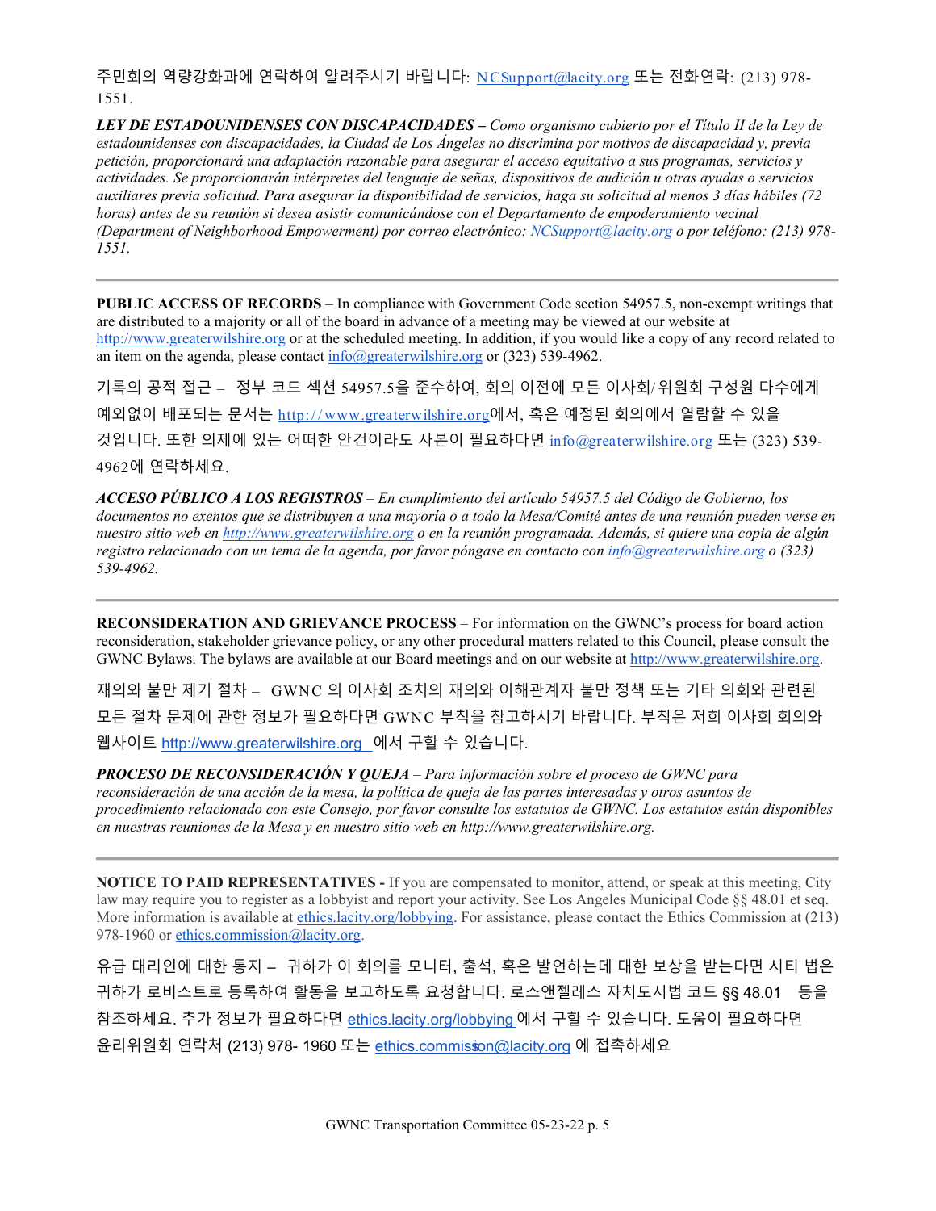주민회의 역량강화과에 연락하여 알려주시기 바랍니다: NCSupport@lacity.org 또는 전화연락: (213) 978-1551.

***LEY DE ESTADOUNIDENSES CON DISCAPACIDADES*** *– Como organismo cubierto por el Título II de la Ley de estadounidenses con discapacidades, la Ciudad de Los Ángeles no discrimina por motivos de discapacidad y, previa petición, proporcionará una adaptación razonable para asegurar el acceso equitativo a sus programas, servicios y actividades. Se proporcionarán intérpretes del lenguaje de señas, dispositivos de audición u otras ayudas o servicios auxiliares previa solicitud. Para asegurar la disponibilidad de servicios, haga su solicitud al menos 3 días hábiles (72 horas) antes de su reunión si desea asistir comunicándose con el Departamento de empoderamiento vecinal (Department of Neighborhood Empowerment) por correo electrónico: NCSupport@lacity.org o por teléfono: (213) 978-1551.*

---

**PUBLIC ACCESS OF RECORDS** – In compliance with Government Code section 54957.5, non-exempt writings that are distributed to a majority or all of the board in advance of a meeting may be viewed at our website at http://www.greaterwilshire.org or at the scheduled meeting. In addition, if you would like a copy of any record related to an item on the agenda, please contact info@greaterwilshire.org or (323) 539-4962.

기록의 공적 접근 – 정부 코드 섹션 54957.5을 준수하여, 회의 이전에 모든 이사회/위원회 구성원 다수에게 예외없이 배포되는 문서는 http://www.greaterwilshire.org에서, 혹은 예정된 회의에서 열람할 수 있을 것입니다. 또한 의제에 있는 어떠한 안건이라도 사본이 필요하다면 info@greaterwilshire.org 또는 (323) 539-4962에 연락하세요.

***ACCESO PÚBLICO A LOS REGISTROS*** *– En cumplimiento del artículo 54957.5 del Código de Gobierno, los documentos no exentos que se distribuyen a una mayoría o a todo la Mesa/Comité antes de una reunión pueden verse en nuestro sitio web en http://www.greaterwilshire.org o en la reunión programada. Además, si quiere una copia de algún registro relacionado con un tema de la agenda, por favor póngase en contacto con info@greaterwilshire.org o (323) 539-4962.*

---

**RECONSIDERATION AND GRIEVANCE PROCESS** – For information on the GWNC's process for board action reconsideration, stakeholder grievance policy, or any other procedural matters related to this Council, please consult the GWNC Bylaws. The bylaws are available at our Board meetings and on our website at http://www.greaterwilshire.org.

재의와 불만 제기 절차 – GWNC 의 이사회 조치의 재의와 이해관계자 불만 정책 또는 기타 의회와 관련된 모든 절차 문제에 관한 정보가 필요하다면 GWNC 부칙을 참고하시기 바랍니다. 부칙은 저희 이사회 회의와 웹사이트 http://www.greaterwilshire.org 에서 구할 수 있습니다.

***PROCESO DE RECONSIDERACIÓN Y QUEJA*** *– Para información sobre el proceso de GWNC para reconsideración de una acción de la mesa, la política de queja de las partes interesadas y otros asuntos de procedimiento relacionado con este Consejo, por favor consulte los estatutos de GWNC. Los estatutos están disponibles en nuestras reuniones de la Mesa y en nuestro sitio web en http://www.greaterwilshire.org.*

---

**NOTICE TO PAID REPRESENTATIVES -** If you are compensated to monitor, attend, or speak at this meeting, City law may require you to register as a lobbyist and report your activity. See Los Angeles Municipal Code §§ 48.01 et seq. More information is available at ethics.lacity.org/lobbying. For assistance, please contact the Ethics Commission at (213) 978-1960 or ethics.commission@lacity.org.

유급 대리인에 대한 통지 – 귀하가 이 회의를 모니터, 출석, 혹은 발언하는데 대한 보상을 받는다면 시티 법은 귀하가 로비스트로 등록하여 활동을 보고하도록 요청합니다. 로스앤젤레스 자치도시법 코드 §§ 48.01 등을 참조하세요. 추가 정보가 필요하다면 ethics.lacity.org/lobbying 에서 구할 수 있습니다. 도움이 필요하다면 윤리위원회 연락처 (213) 978- 1960 또는 ethics.commission@lacity.org 에 접촉하세요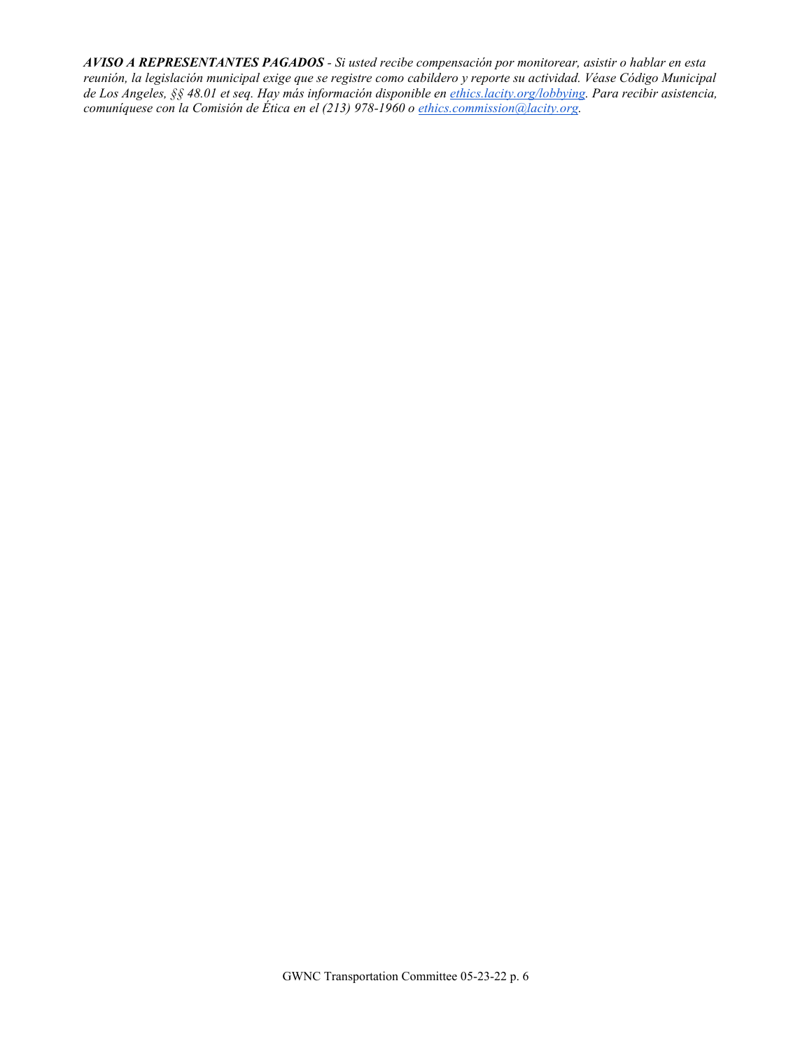***AVISO A REPRESENTANTES PAGADOS** - Si usted recibe compensación por monitorear, asistir o hablar en esta reunión, la legislación municipal exige que se registre como cabildero y reporte su actividad. Véase Código Municipal de Los Angeles, §§ 48.01 et seq. Hay más información disponible en [ethics.lacity.org/lobbying](ethics.lacity.org/lobbying). Para recibir asistencia, comuníquese con la Comisión de Ética en el (213) 978-1960 o [ethics.commission@lacity.org](mailto:ethics.commission@lacity.org).*